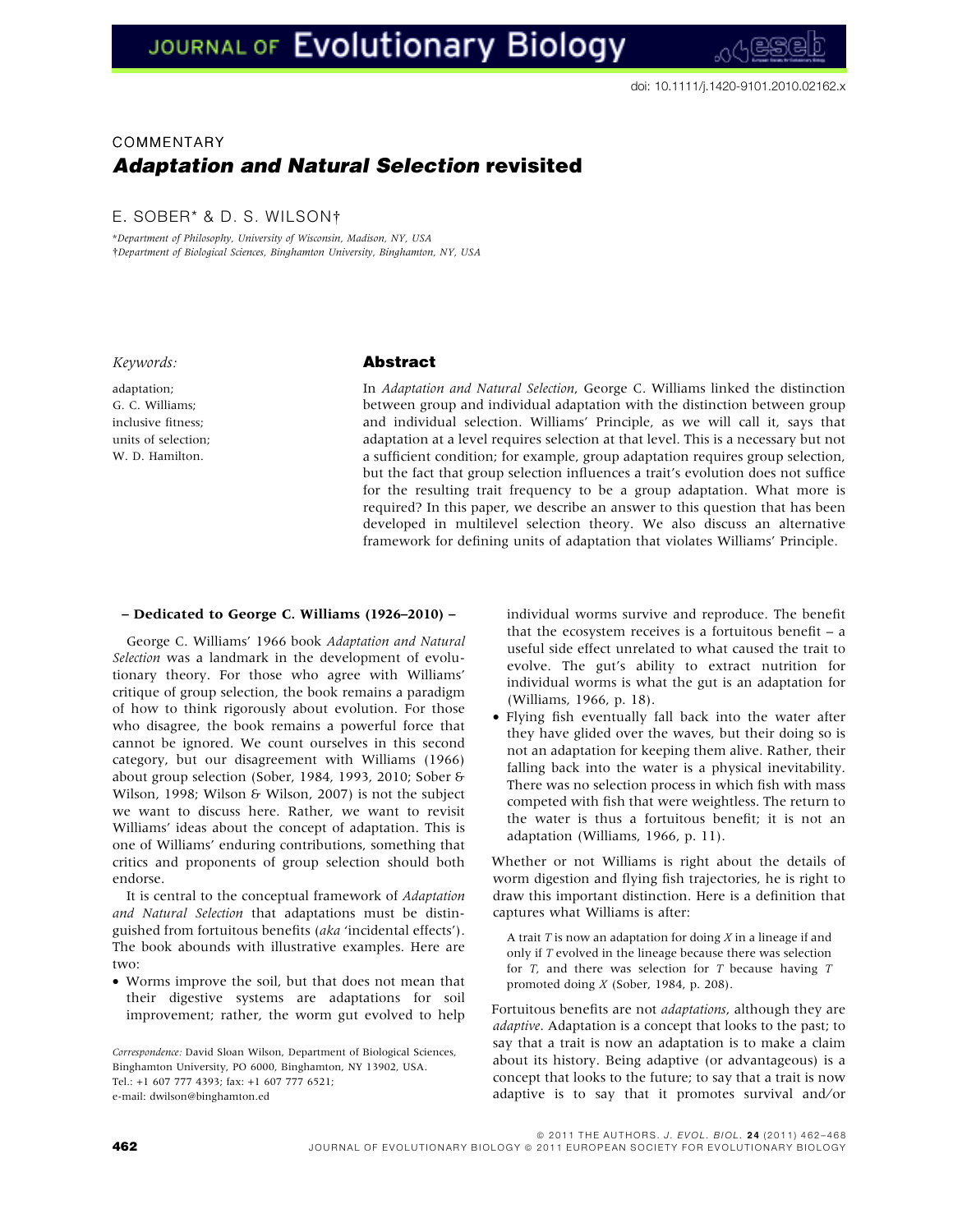doi: 10.1111/j.1420-9101.2010.02162.x

COMMENTARY

# *Adaptation and Natural Selection* revisited

E. SOBER* & D. S. WILSON†

*Department of Philosophy, University of Wisconsin, Madison, NY, USA
†Department of Biological Sciences, Binghamton University, Binghamton, NY, USA

*Keywords:*

adaptation;
G. C. Williams;
inclusive fitness;
units of selection;
W. D. Hamilton.

## Abstract

In *Adaptation and Natural Selection*, George C. Williams linked the distinction between group and individual adaptation with the distinction between group and individual selection. Williams' Principle, as we will call it, says that adaptation at a level requires selection at that level. This is a necessary but not a sufficient condition; for example, group adaptation requires group selection, but the fact that group selection influences a trait's evolution does not suffice for the resulting trait frequency to be a group adaptation. What more is required? In this paper, we describe an answer to this question that has been developed in multilevel selection theory. We also discuss an alternative framework for defining units of adaptation that violates Williams' Principle.

**– Dedicated to George C. Williams (1926–2010) –**

George C. Williams' 1966 book *Adaptation and Natural Selection* was a landmark in the development of evolutionary theory. For those who agree with Williams' critique of group selection, the book remains a paradigm of how to think rigorously about evolution. For those who disagree, the book remains a powerful force that cannot be ignored. We count ourselves in this second category, but our disagreement with Williams (1966) about group selection (Sober, 1984, 1993, 2010; Sober & Wilson, 1998; Wilson & Wilson, 2007) is not the subject we want to discuss here. Rather, we want to revisit Williams' ideas about the concept of adaptation. This is one of Williams' enduring contributions, something that critics and proponents of group selection should both endorse.

It is central to the conceptual framework of *Adaptation and Natural Selection* that adaptations must be distinguished from fortuitous benefits (*aka* 'incidental effects'). The book abounds with illustrative examples. Here are two:

- Worms improve the soil, but that does not mean that their digestive systems are adaptations for soil improvement; rather, the worm gut evolved to help individual worms survive and reproduce. The benefit that the ecosystem receives is a fortuitous benefit – a useful side effect unrelated to what caused the trait to evolve. The gut's ability to extract nutrition for individual worms is what the gut is an adaptation for (Williams, 1966, p. 18).
- Flying fish eventually fall back into the water after they have glided over the waves, but their doing so is not an adaptation for keeping them alive. Rather, their falling back into the water is a physical inevitability. There was no selection process in which fish with mass competed with fish that were weightless. The return to the water is thus a fortuitous benefit; it is not an adaptation (Williams, 1966, p. 11).

Whether or not Williams is right about the details of worm digestion and flying fish trajectories, he is right to draw this important distinction. Here is a definition that captures what Williams is after:

> A trait *T* is now an adaptation for doing *X* in a lineage if and only if *T* evolved in the lineage because there was selection for *T*, and there was selection for *T* because having *T* promoted doing *X* (Sober, 1984, p. 208).

Fortuitous benefits are not *adaptations*, although they are *adaptive*. Adaptation is a concept that looks to the past; to say that a trait is now an adaptation is to make a claim about its history. Being adaptive (or advantageous) is a concept that looks to the future; to say that a trait is now adaptive is to say that it promotes survival and/or

*Correspondence:* David Sloan Wilson, Department of Biological Sciences, Binghamton University, PO 6000, Binghamton, NY 13902, USA.
Tel.: +1 607 777 4393; fax: +1 607 777 6521;
e-mail: dwilson@binghamton.ed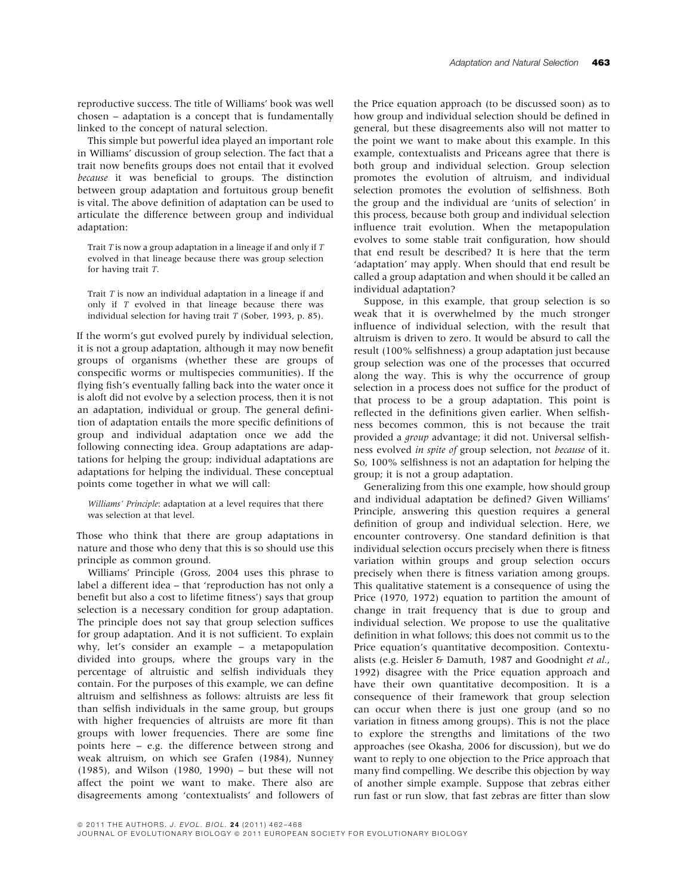reproductive success. The title of Williams' book was well chosen – adaptation is a concept that is fundamentally linked to the concept of natural selection.

This simple but powerful idea played an important role in Williams' discussion of group selection. The fact that a trait now benefits groups does not entail that it evolved *because* it was beneficial to groups. The distinction between group adaptation and fortuitous group benefit is vital. The above definition of adaptation can be used to articulate the difference between group and individual adaptation:

> Trait $T$ is now a group adaptation in a lineage if and only if $T$ evolved in that lineage because there was group selection for having trait $T$.
>
> Trait $T$ is now an individual adaptation in a lineage if and only if $T$ evolved in that lineage because there was individual selection for having trait $T$ (Sober, 1993, p. 85).

If the worm's gut evolved purely by individual selection, it is not a group adaptation, although it may now benefit groups of organisms (whether these are groups of conspecific worms or multispecies communities). If the flying fish's eventually falling back into the water once it is aloft did not evolve by a selection process, then it is not an adaptation, individual or group. The general definition of adaptation entails the more specific definitions of group and individual adaptation once we add the following connecting idea. Group adaptations are adaptations for helping the group; individual adaptations are adaptations for helping the individual. These conceptual points come together in what we will call:

> *Williams' Principle*: adaptation at a level requires that there was selection at that level.

Those who think that there are group adaptations in nature and those who deny that this is so should use this principle as common ground.

Williams' Principle (Gross, 2004 uses this phrase to label a different idea – that 'reproduction has not only a benefit but also a cost to lifetime fitness') says that group selection is a necessary condition for group adaptation. The principle does not say that group selection suffices for group adaptation. And it is not sufficient. To explain why, let's consider an example – a metapopulation divided into groups, where the groups vary in the percentage of altruistic and selfish individuals they contain. For the purposes of this example, we can define altruism and selfishness as follows: altruists are less fit than selfish individuals in the same group, but groups with higher frequencies of altruists are more fit than groups with lower frequencies. There are some fine points here – e.g. the difference between strong and weak altruism, on which see Grafen (1984), Nunney (1985), and Wilson (1980, 1990) – but these will not affect the point we want to make. There also are disagreements among 'contextualists' and followers of the Price equation approach (to be discussed soon) as to how group and individual selection should be defined in general, but these disagreements also will not matter to the point we want to make about this example. In this example, contextualists and Priceans agree that there is both group and individual selection. Group selection promotes the evolution of altruism, and individual selection promotes the evolution of selfishness. Both the group and the individual are 'units of selection' in this process, because both group and individual selection influence trait evolution. When the metapopulation evolves to some stable trait configuration, how should that end result be described? It is here that the term 'adaptation' may apply. When should that end result be called a group adaptation and when should it be called an individual adaptation?

Suppose, in this example, that group selection is so weak that it is overwhelmed by the much stronger influence of individual selection, with the result that altruism is driven to zero. It would be absurd to call the result (100% selfishness) a group adaptation just because group selection was one of the processes that occurred along the way. This is why the occurrence of group selection in a process does not suffice for the product of that process to be a group adaptation. This point is reflected in the definitions given earlier. When selfishness becomes common, this is not because the trait provided a *group* advantage; it did not. Universal selfishness evolved *in spite of* group selection, not *because* of it. So, 100% selfishness is not an adaptation for helping the group; it is not a group adaptation.

Generalizing from this one example, how should group and individual adaptation be defined? Given Williams' Principle, answering this question requires a general definition of group and individual selection. Here, we encounter controversy. One standard definition is that individual selection occurs precisely when there is fitness variation within groups and group selection occurs precisely when there is fitness variation among groups. This qualitative statement is a consequence of using the Price (1970, 1972) equation to partition the amount of change in trait frequency that is due to group and individual selection. We propose to use the qualitative definition in what follows; this does not commit us to the Price equation's quantitative decomposition. Contextualists (e.g. Heisler & Damuth, 1987 and Goodnight *et al.*, 1992) disagree with the Price equation approach and have their own quantitative decomposition. It is a consequence of their framework that group selection can occur when there is just one group (and so no variation in fitness among groups). This is not the place to explore the strengths and limitations of the two approaches (see Okasha, 2006 for discussion), but we do want to reply to one objection to the Price approach that many find compelling. We describe this objection by way of another simple example. Suppose that zebras either run fast or run slow, that fast zebras are fitter than slow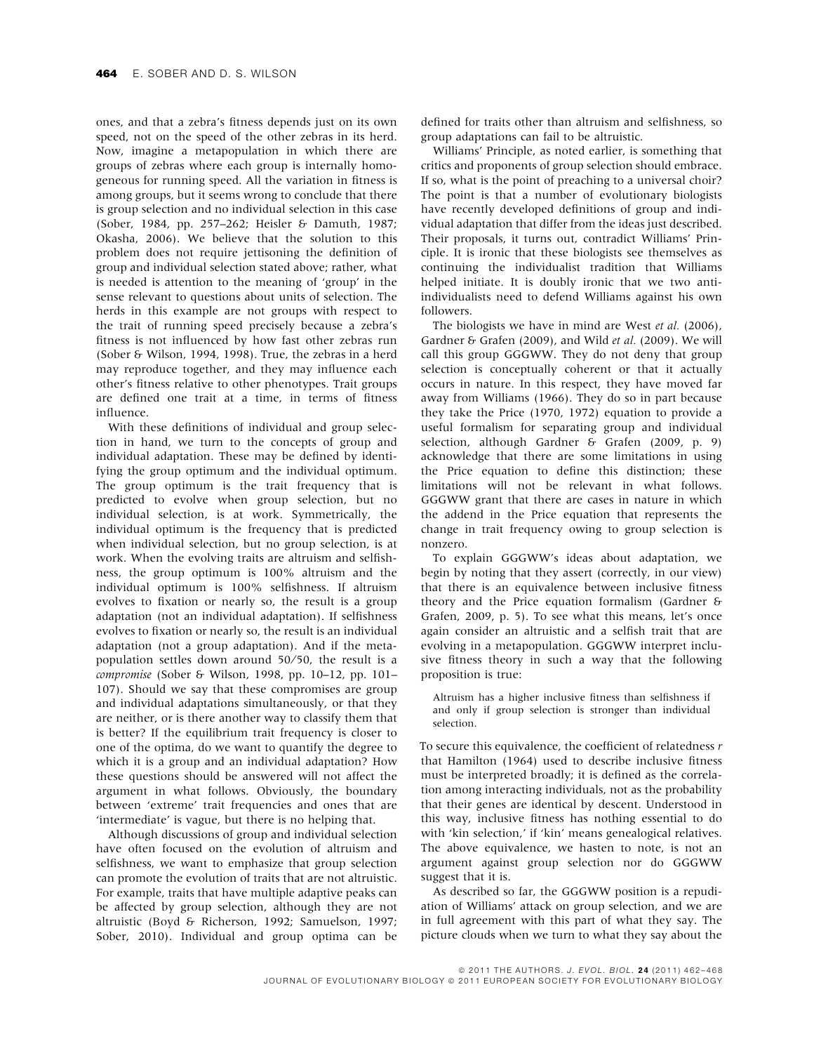ones, and that a zebra's fitness depends just on its own speed, not on the speed of the other zebras in its herd. Now, imagine a metapopulation in which there are groups of zebras where each group is internally homogeneous for running speed. All the variation in fitness is among groups, but it seems wrong to conclude that there is group selection and no individual selection in this case (Sober, 1984, pp. 257–262; Heisler & Damuth, 1987; Okasha, 2006). We believe that the solution to this problem does not require jettisoning the definition of group and individual selection stated above; rather, what is needed is attention to the meaning of 'group' in the sense relevant to questions about units of selection. The herds in this example are not groups with respect to the trait of running speed precisely because a zebra's fitness is not influenced by how fast other zebras run (Sober & Wilson, 1994, 1998). True, the zebras in a herd may reproduce together, and they may influence each other's fitness relative to other phenotypes. Trait groups are defined one trait at a time, in terms of fitness influence.

With these definitions of individual and group selection in hand, we turn to the concepts of group and individual adaptation. These may be defined by identifying the group optimum and the individual optimum. The group optimum is the trait frequency that is predicted to evolve when group selection, but no individual selection, is at work. Symmetrically, the individual optimum is the frequency that is predicted when individual selection, but no group selection, is at work. When the evolving traits are altruism and selfishness, the group optimum is 100% altruism and the individual optimum is 100% selfishness. If altruism evolves to fixation or nearly so, the result is a group adaptation (not an individual adaptation). If selfishness evolves to fixation or nearly so, the result is an individual adaptation (not a group adaptation). And if the metapopulation settles down around 50/50, the result is a *compromise* (Sober & Wilson, 1998, pp. 10–12, pp. 101–107). Should we say that these compromises are group and individual adaptations simultaneously, or that they are neither, or is there another way to classify them that is better? If the equilibrium trait frequency is closer to one of the optima, do we want to quantify the degree to which it is a group and an individual adaptation? How these questions should be answered will not affect the argument in what follows. Obviously, the boundary between 'extreme' trait frequencies and ones that are 'intermediate' is vague, but there is no helping that.

Although discussions of group and individual selection have often focused on the evolution of altruism and selfishness, we want to emphasize that group selection can promote the evolution of traits that are not altruistic. For example, traits that have multiple adaptive peaks can be affected by group selection, although they are not altruistic (Boyd & Richerson, 1992; Samuelson, 1997; Sober, 2010). Individual and group optima can be defined for traits other than altruism and selfishness, so group adaptations can fail to be altruistic.

Williams' Principle, as noted earlier, is something that critics and proponents of group selection should embrace. If so, what is the point of preaching to a universal choir? The point is that a number of evolutionary biologists have recently developed definitions of group and individual adaptation that differ from the ideas just described. Their proposals, it turns out, contradict Williams' Principle. It is ironic that these biologists see themselves as continuing the individualist tradition that Williams helped initiate. It is doubly ironic that we two anti-individualists need to defend Williams against his own followers.

The biologists we have in mind are West *et al.* (2006), Gardner & Grafen (2009), and Wild *et al.* (2009). We will call this group GGGWW. They do not deny that group selection is conceptually coherent or that it actually occurs in nature. In this respect, they have moved far away from Williams (1966). They do so in part because they take the Price (1970, 1972) equation to provide a useful formalism for separating group and individual selection, although Gardner & Grafen (2009, p. 9) acknowledge that there are some limitations in using the Price equation to define this distinction; these limitations will not be relevant in what follows. GGGWW grant that there are cases in nature in which the addend in the Price equation that represents the change in trait frequency owing to group selection is nonzero.

To explain GGGWW's ideas about adaptation, we begin by noting that they assert (correctly, in our view) that there is an equivalence between inclusive fitness theory and the Price equation formalism (Gardner & Grafen, 2009, p. 5). To see what this means, let's once again consider an altruistic and a selfish trait that are evolving in a metapopulation. GGGWW interpret inclusive fitness theory in such a way that the following proposition is true:

> Altruism has a higher inclusive fitness than selfishness if and only if group selection is stronger than individual selection.

To secure this equivalence, the coefficient of relatedness $r$ that Hamilton (1964) used to describe inclusive fitness must be interpreted broadly; it is defined as the correlation among interacting individuals, not as the probability that their genes are identical by descent. Understood in this way, inclusive fitness has nothing essential to do with 'kin selection,' if 'kin' means genealogical relatives. The above equivalence, we hasten to note, is not an argument against group selection nor do GGGWW suggest that it is.

As described so far, the GGGWW position is a repudiation of Williams' attack on group selection, and we are in full agreement with this part of what they say. The picture clouds when we turn to what they say about the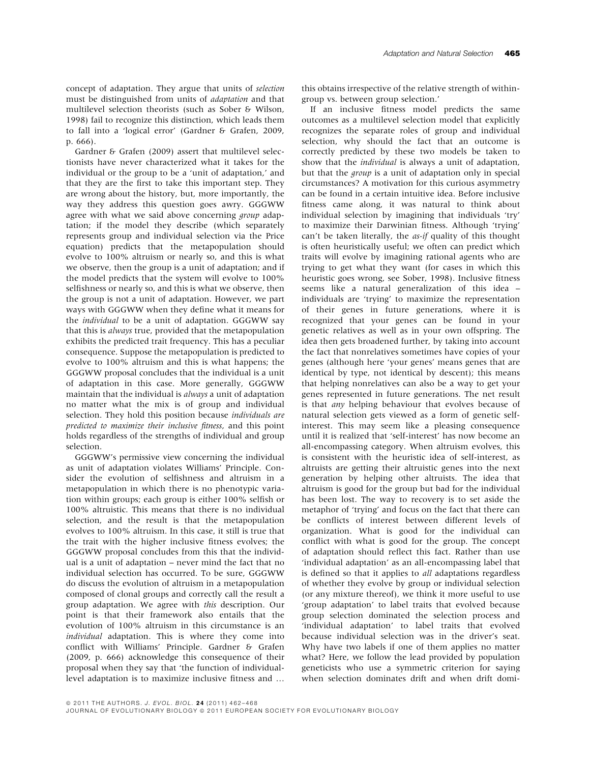concept of adaptation. They argue that units of *selection* must be distinguished from units of *adaptation* and that multilevel selection theorists (such as Sober & Wilson, 1998) fail to recognize this distinction, which leads them to fall into a 'logical error' (Gardner & Grafen, 2009, p. 666).

Gardner & Grafen (2009) assert that multilevel selectionists have never characterized what it takes for the individual or the group to be a 'unit of adaptation,' and that they are the first to take this important step. They are wrong about the history, but, more importantly, the way they address this question goes awry. GGGWW agree with what we said above concerning *group* adaptation; if the model they describe (which separately represents group and individual selection via the Price equation) predicts that the metapopulation should evolve to 100% altruism or nearly so, and this is what we observe, then the group is a unit of adaptation; and if the model predicts that the system will evolve to 100% selfishness or nearly so, and this is what we observe, then the group is not a unit of adaptation. However, we part ways with GGGWW when they define what it means for the *individual* to be a unit of adaptation. GGGWW say that this is *always* true, provided that the metapopulation exhibits the predicted trait frequency. This has a peculiar consequence. Suppose the metapopulation is predicted to evolve to 100% altruism and this is what happens; the GGGWW proposal concludes that the individual is a unit of adaptation in this case. More generally, GGGWW maintain that the individual is *always* a unit of adaptation no matter what the mix is of group and individual selection. They hold this position because *individuals are predicted to maximize their inclusive fitness*, and this point holds regardless of the strengths of individual and group selection.

GGGWW's permissive view concerning the individual as unit of adaptation violates Williams' Principle. Consider the evolution of selfishness and altruism in a metapopulation in which there is no phenotypic variation within groups; each group is either 100% selfish or 100% altruistic. This means that there is no individual selection, and the result is that the metapopulation evolves to 100% altruism. In this case, it still is true that the trait with the higher inclusive fitness evolves; the GGGWW proposal concludes from this that the individual is a unit of adaptation – never mind the fact that no individual selection has occurred. To be sure, GGGWW do discuss the evolution of altruism in a metapopulation composed of clonal groups and correctly call the result a group adaptation. We agree with *this* description. Our point is that their framework also entails that the evolution of 100% altruism in this circumstance is an *individual* adaptation. This is where they come into conflict with Williams' Principle. Gardner & Grafen (2009, p. 666) acknowledge this consequence of their proposal when they say that 'the function of individual-level adaptation is to maximize inclusive fitness and … this obtains irrespective of the relative strength of within-group vs. between group selection.'

If an inclusive fitness model predicts the same outcomes as a multilevel selection model that explicitly recognizes the separate roles of group and individual selection, why should the fact that an outcome is correctly predicted by these two models be taken to show that the *individual* is always a unit of adaptation, but that the *group* is a unit of adaptation only in special circumstances? A motivation for this curious asymmetry can be found in a certain intuitive idea. Before inclusive fitness came along, it was natural to think about individual selection by imagining that individuals 'try' to maximize their Darwinian fitness. Although 'trying' can't be taken literally, the *as-if* quality of this thought is often heuristically useful; we often can predict which traits will evolve by imagining rational agents who are trying to get what they want (for cases in which this heuristic goes wrong, see Sober, 1998). Inclusive fitness seems like a natural generalization of this idea – individuals are 'trying' to maximize the representation of their genes in future generations, where it is recognized that your genes can be found in your genetic relatives as well as in your own offspring. The idea then gets broadened further, by taking into account the fact that nonrelatives sometimes have copies of your genes (although here 'your genes' means genes that are identical by type, not identical by descent); this means that helping nonrelatives can also be a way to get your genes represented in future generations. The net result is that *any* helping behaviour that evolves because of natural selection gets viewed as a form of genetic self-interest. This may seem like a pleasing consequence until it is realized that 'self-interest' has now become an all-encompassing category. When altruism evolves, this is consistent with the heuristic idea of self-interest, as altruists are getting their altruistic genes into the next generation by helping other altruists. The idea that altruism is good for the group but bad for the individual has been lost. The way to recovery is to set aside the metaphor of 'trying' and focus on the fact that there can be conflicts of interest between different levels of organization. What is good for the individual can conflict with what is good for the group. The concept of adaptation should reflect this fact. Rather than use 'individual adaptation' as an all-encompassing label that is defined so that it applies to *all* adaptations regardless of whether they evolve by group or individual selection (or any mixture thereof), we think it more useful to use 'group adaptation' to label traits that evolved because group selection dominated the selection process and 'individual adaptation' to label traits that evolved because individual selection was in the driver's seat. Why have two labels if one of them applies no matter what? Here, we follow the lead provided by population geneticists who use a symmetric criterion for saying when selection dominates drift and when drift domi-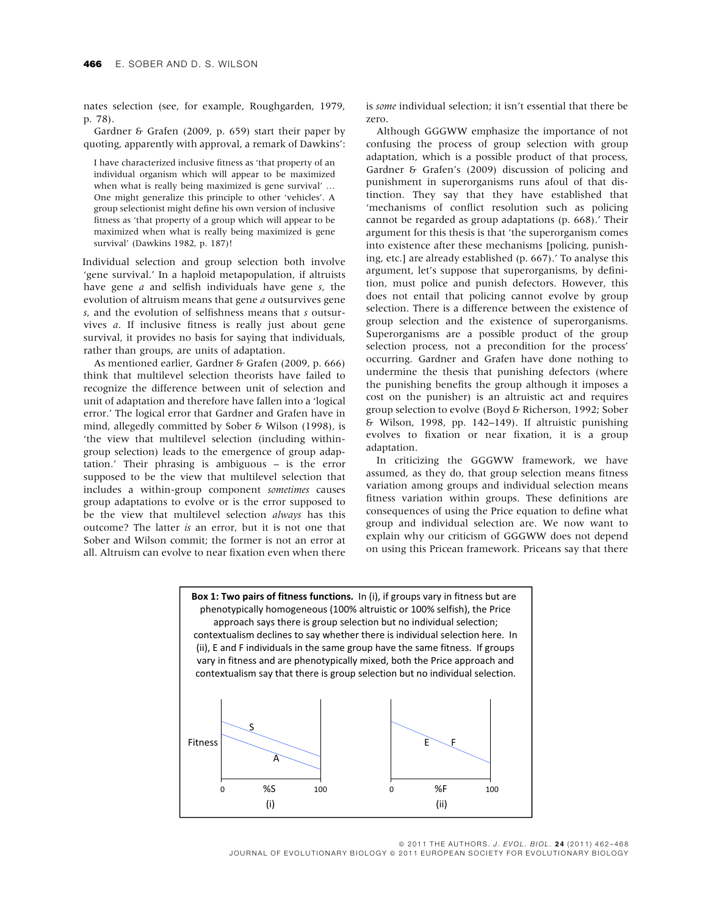nates selection (see, for example, Roughgarden, 1979, p. 78).

Gardner & Grafen (2009, p. 659) start their paper by quoting, apparently with approval, a remark of Dawkins':

> I have characterized inclusive fitness as 'that property of an individual organism which will appear to be maximized when what is really being maximized is gene survival' … One might generalize this principle to other 'vehicles'. A group selectionist might define his own version of inclusive fitness as 'that property of a group which will appear to be maximized when what is really being maximized is gene survival' (Dawkins 1982, p. 187)!

Individual selection and group selection both involve 'gene survival.' In a haploid metapopulation, if altruists have gene *a* and selfish individuals have gene *s*, the evolution of altruism means that gene *a* outsurvives gene *s*, and the evolution of selfishness means that *s* outsurvives *a*. If inclusive fitness is really just about gene survival, it provides no basis for saying that individuals, rather than groups, are units of adaptation.

As mentioned earlier, Gardner & Grafen (2009, p. 666) think that multilevel selection theorists have failed to recognize the difference between unit of selection and unit of adaptation and therefore have fallen into a 'logical error.' The logical error that Gardner and Grafen have in mind, allegedly committed by Sober & Wilson (1998), is 'the view that multilevel selection (including within-group selection) leads to the emergence of group adaptation.' Their phrasing is ambiguous – is the error supposed to be the view that multilevel selection that includes a within-group component *sometimes* causes group adaptations to evolve or is the error supposed to be the view that multilevel selection *always* has this outcome? The latter *is* an error, but it is not one that Sober and Wilson commit; the former is not an error at all. Altruism can evolve to near fixation even when there is *some* individual selection; it isn't essential that there be zero.

Although GGGWW emphasize the importance of not confusing the process of group selection with group adaptation, which is a possible product of that process, Gardner & Grafen's (2009) discussion of policing and punishment in superorganisms runs afoul of that distinction. They say that they have established that 'mechanisms of conflict resolution such as policing cannot be regarded as group adaptations (p. 668).' Their argument for this thesis is that 'the superorganism comes into existence after these mechanisms [policing, punishing, etc.] are already established (p. 667).' To analyse this argument, let's suppose that superorganisms, by definition, must police and punish defectors. However, this does not entail that policing cannot evolve by group selection. There is a difference between the existence of group selection and the existence of superorganisms. Superorganisms are a possible product of the group selection process, not a precondition for the process' occurring. Gardner and Grafen have done nothing to undermine the thesis that punishing defectors (where the punishing benefits the group although it imposes a cost on the punisher) is an altruistic act and requires group selection to evolve (Boyd & Richerson, 1992; Sober & Wilson, 1998, pp. 142–149). If altruistic punishing evolves to fixation or near fixation, it is a group adaptation.

In criticizing the GGGWW framework, we have assumed, as they do, that group selection means fitness variation among groups and individual selection means fitness variation within groups. These definitions are consequences of using the Price equation to define what group and individual selection are. We now want to explain why our criticism of GGGWW does not depend on using this Pricean framework. Priceans say that there

**Box 1: Two pairs of fitness functions.** In (i), if groups vary in fitness but are phenotypically homogeneous (100% altruistic or 100% selfish), the Price approach says there is group selection but no individual selection; contextualism declines to say whether there is individual selection here. In (ii), E and F individuals in the same group have the same fitness. If groups vary in fitness and are phenotypically mixed, both the Price approach and contextualism say that there is group selection but no individual selection.

Fitness
S
A
0 %S 100
(i)

E F
0 %F 100
(ii)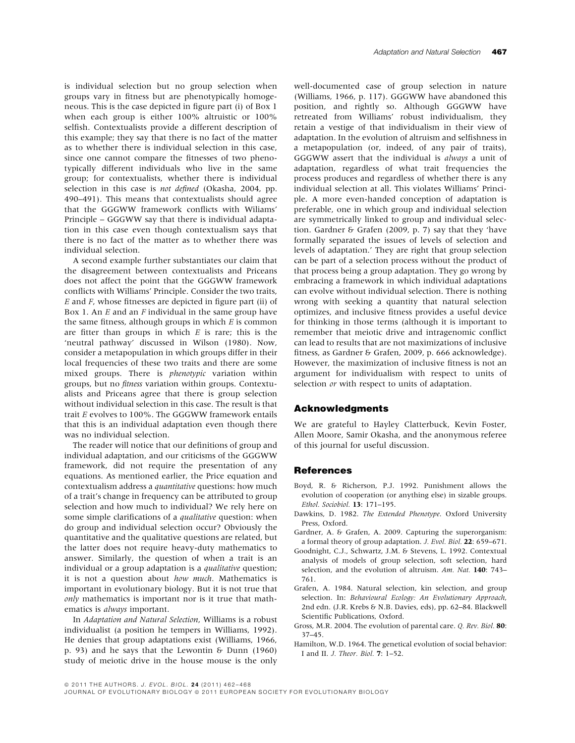is individual selection but no group selection when groups vary in fitness but are phenotypically homogeneous. This is the case depicted in figure part (i) of Box 1 when each group is either 100% altruistic or 100% selfish. Contextualists provide a different description of this example; they say that there is no fact of the matter as to whether there is individual selection in this case, since one cannot compare the fitnesses of two phenotypically different individuals who live in the same group; for contextualists, whether there is individual selection in this case is *not defined* (Okasha, 2004, pp. 490–491). This means that contextualists should agree that the GGGWW framework conflicts with Wiliams' Principle – GGGWW say that there is individual adaptation in this case even though contextualism says that there is no fact of the matter as to whether there was individual selection.

A second example further substantiates our claim that the disagreement between contextualists and Priceans does not affect the point that the GGGWW framework conflicts with Williams' Principle. Consider the two traits, *E* and *F*, whose fitnesses are depicted in figure part (ii) of Box 1. An *E* and an *F* individual in the same group have the same fitness, although groups in which *E* is common are fitter than groups in which *E* is rare; this is the 'neutral pathway' discussed in Wilson (1980). Now, consider a metapopulation in which groups differ in their local frequencies of these two traits and there are some mixed groups. There is *phenotypic* variation within groups, but no *fitness* variation within groups. Contextualists and Priceans agree that there is group selection without individual selection in this case. The result is that trait *E* evolves to 100%. The GGGWW framework entails that this is an individual adaptation even though there was no individual selection.

The reader will notice that our definitions of group and individual adaptation, and our criticisms of the GGGWW framework, did not require the presentation of any equations. As mentioned earlier, the Price equation and contextualism address a *quantitative* questions: how much of a trait's change in frequency can be attributed to group selection and how much to individual? We rely here on some simple clarifications of a *qualitative* question: when do group and individual selection occur? Obviously the quantitative and the qualitative questions are related, but the latter does not require heavy-duty mathematics to answer. Similarly, the question of when a trait is an individual or a group adaptation is a *qualitative* question; it is not a question about *how much*. Mathematics is important in evolutionary biology. But it is not true that *only* mathematics is important nor is it true that mathematics is *always* important.

In *Adaptation and Natural Selection*, Williams is a robust individualist (a position he tempers in Williams, 1992). He denies that group adaptations exist (Williams, 1966, p. 93) and he says that the Lewontin & Dunn (1960) study of meiotic drive in the house mouse is the only well-documented case of group selection in nature (Williams, 1966, p. 117). GGGWW have abandoned this position, and rightly so. Although GGGWW have retreated from Williams' robust individualism, they retain a vestige of that individualism in their view of adaptation. In the evolution of altruism and selfishness in a metapopulation (or, indeed, of any pair of traits), GGGWW assert that the individual is *always* a unit of adaptation, regardless of what trait frequencies the process produces and regardless of whether there is any individual selection at all. This violates Williams' Principle. A more even-handed conception of adaptation is preferable, one in which group and individual selection are symmetrically linked to group and individual selection. Gardner & Grafen (2009, p. 7) say that they 'have formally separated the issues of levels of selection and levels of adaptation.' They are right that group selection can be part of a selection process without the product of that process being a group adaptation. They go wrong by embracing a framework in which individual adaptations can evolve without individual selection. There is nothing wrong with seeking a quantity that natural selection optimizes, and inclusive fitness provides a useful device for thinking in those terms (although it is important to remember that meiotic drive and intragenomic conflict can lead to results that are not maximizations of inclusive fitness, as Gardner & Grafen, 2009, p. 666 acknowledge). However, the maximization of inclusive fitness is not an argument for individualism with respect to units of selection *or* with respect to units of adaptation.

## Acknowledgments

We are grateful to Hayley Clatterbuck, Kevin Foster, Allen Moore, Samir Okasha, and the anonymous referee of this journal for useful discussion.

## References

Boyd, R. & Richerson, P.J. 1992. Punishment allows the evolution of cooperation (or anything else) in sizable groups. *Ethol. Sociobiol.* **13**: 171–195.

Dawkins, D. 1982. *The Extended Phenotype*. Oxford University Press, Oxford.

Gardner, A. & Grafen, A. 2009. Capturing the superorganism: a formal theory of group adaptation. *J. Evol. Biol.* **22**: 659–671.

Goodnight, C.J., Schwartz, J.M. & Stevens, L. 1992. Contextual analysis of models of group selection, soft selection, hard selection, and the evolution of altruism. *Am. Nat.* **140**: 743–761.

Grafen, A. 1984. Natural selection, kin selection, and group selection. In: *Behavioural Ecology: An Evolutionary Approach*, 2nd edn. (J.R. Krebs & N.B. Davies, eds), pp. 62–84. Blackwell Scientific Publications, Oxford.

Gross, M.R. 2004. The evolution of parental care. *Q. Rev. Biol.* **80**: 37–45.

Hamilton, W.D. 1964. The genetical evolution of social behavior: I and II. *J. Theor. Biol.* **7**: 1–52.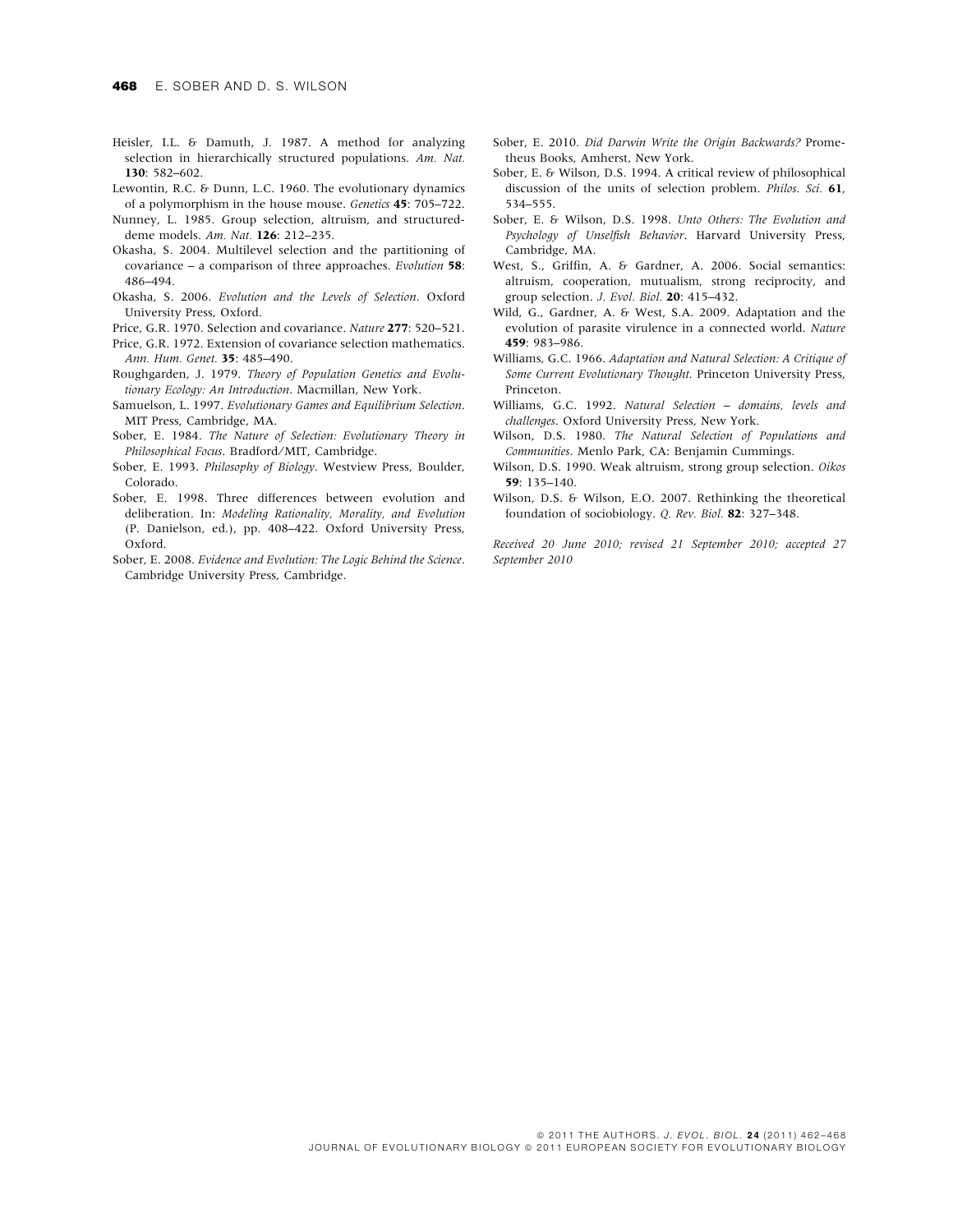Heisler, I.L. & Damuth, J. 1987. A method for analyzing selection in hierarchically structured populations. *Am. Nat.* **130**: 582–602.

Lewontin, R.C. & Dunn, L.C. 1960. The evolutionary dynamics of a polymorphism in the house mouse. *Genetics* **45**: 705–722.

Nunney, L. 1985. Group selection, altruism, and structured-deme models. *Am. Nat.* **126**: 212–235.

Okasha, S. 2004. Multilevel selection and the partitioning of covariance – a comparison of three approaches. *Evolution* **58**: 486–494.

Okasha, S. 2006. *Evolution and the Levels of Selection*. Oxford University Press, Oxford.

Price, G.R. 1970. Selection and covariance. *Nature* **277**: 520–521.

Price, G.R. 1972. Extension of covariance selection mathematics. *Ann. Hum. Genet.* **35**: 485–490.

Roughgarden, J. 1979. *Theory of Population Genetics and Evolutionary Ecology: An Introduction*. Macmillan, New York.

Samuelson, L. 1997. *Evolutionary Games and Equilibrium Selection*. MIT Press, Cambridge, MA.

Sober, E. 1984. *The Nature of Selection: Evolutionary Theory in Philosophical Focus*. Bradford/MIT, Cambridge.

Sober, E. 1993. *Philosophy of Biology*. Westview Press, Boulder, Colorado.

Sober, E. 1998. Three differences between evolution and deliberation. In: *Modeling Rationality, Morality, and Evolution* (P. Danielson, ed.), pp. 408–422. Oxford University Press, Oxford.

Sober, E. 2008. *Evidence and Evolution: The Logic Behind the Science*. Cambridge University Press, Cambridge.

Sober, E. 2010. *Did Darwin Write the Origin Backwards?* Prometheus Books, Amherst, New York.

Sober, E. & Wilson, D.S. 1994. A critical review of philosophical discussion of the units of selection problem. *Philos. Sci.* **61**, 534–555.

Sober, E. & Wilson, D.S. 1998. *Unto Others: The Evolution and Psychology of Unselfish Behavior*. Harvard University Press, Cambridge, MA.

West, S., Griffin, A. & Gardner, A. 2006. Social semantics: altruism, cooperation, mutualism, strong reciprocity, and group selection. *J. Evol. Biol.* **20**: 415–432.

Wild, G., Gardner, A. & West, S.A. 2009. Adaptation and the evolution of parasite virulence in a connected world. *Nature* **459**: 983–986.

Williams, G.C. 1966. *Adaptation and Natural Selection: A Critique of Some Current Evolutionary Thought*. Princeton University Press, Princeton.

Williams, G.C. 1992. *Natural Selection – domains, levels and challenges*. Oxford University Press, New York.

Wilson, D.S. 1980. *The Natural Selection of Populations and Communities*. Menlo Park, CA: Benjamin Cummings.

Wilson, D.S. 1990. Weak altruism, strong group selection. *Oikos* **59**: 135–140.

Wilson, D.S. & Wilson, E.O. 2007. Rethinking the theoretical foundation of sociobiology. *Q. Rev. Biol.* **82**: 327–348.

*Received 20 June 2010; revised 21 September 2010; accepted 27 September 2010*